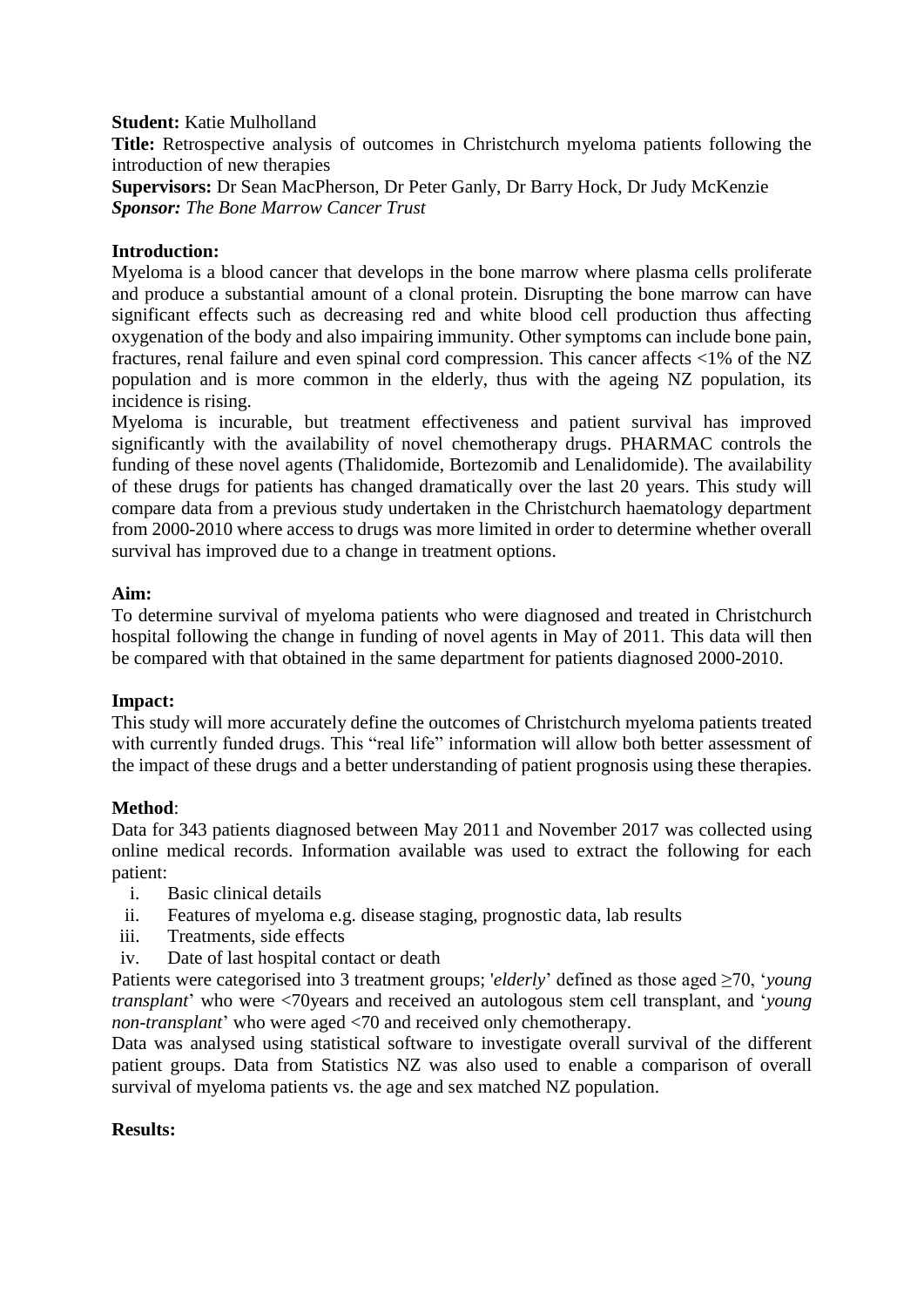**Student:** Katie Mulholland

**Title:** Retrospective analysis of outcomes in Christchurch myeloma patients following the introduction of new therapies

**Supervisors:** Dr Sean MacPherson, Dr Peter Ganly, Dr Barry Hock, Dr Judy McKenzie

***Sponsor:** The Bone Marrow Cancer Trust*

**Introduction:**

Myeloma is a blood cancer that develops in the bone marrow where plasma cells proliferate and produce a substantial amount of a clonal protein. Disrupting the bone marrow can have significant effects such as decreasing red and white blood cell production thus affecting oxygenation of the body and also impairing immunity. Other symptoms can include bone pain, fractures, renal failure and even spinal cord compression. This cancer affects <1% of the NZ population and is more common in the elderly, thus with the ageing NZ population, its incidence is rising.

Myeloma is incurable, but treatment effectiveness and patient survival has improved significantly with the availability of novel chemotherapy drugs. PHARMAC controls the funding of these novel agents (Thalidomide, Bortezomib and Lenalidomide). The availability of these drugs for patients has changed dramatically over the last 20 years. This study will compare data from a previous study undertaken in the Christchurch haematology department from 2000-2010 where access to drugs was more limited in order to determine whether overall survival has improved due to a change in treatment options.

**Aim:**

To determine survival of myeloma patients who were diagnosed and treated in Christchurch hospital following the change in funding of novel agents in May of 2011. This data will then be compared with that obtained in the same department for patients diagnosed 2000-2010.

**Impact:**

This study will more accurately define the outcomes of Christchurch myeloma patients treated with currently funded drugs. This "real life" information will allow both better assessment of the impact of these drugs and a better understanding of patient prognosis using these therapies.

**Method**:

Data for 343 patients diagnosed between May 2011 and November 2017 was collected using online medical records. Information available was used to extract the following for each patient:

i. Basic clinical details
ii. Features of myeloma e.g. disease staging, prognostic data, lab results
iii. Treatments, side effects
iv. Date of last hospital contact or death

Patients were categorised into 3 treatment groups; '*elderly*' defined as those aged ≥70, '*young transplant*' who were <70years and received an autologous stem cell transplant, and '*young non-transplant*' who were aged <70 and received only chemotherapy.

Data was analysed using statistical software to investigate overall survival of the different patient groups. Data from Statistics NZ was also used to enable a comparison of overall survival of myeloma patients vs. the age and sex matched NZ population.

**Results:**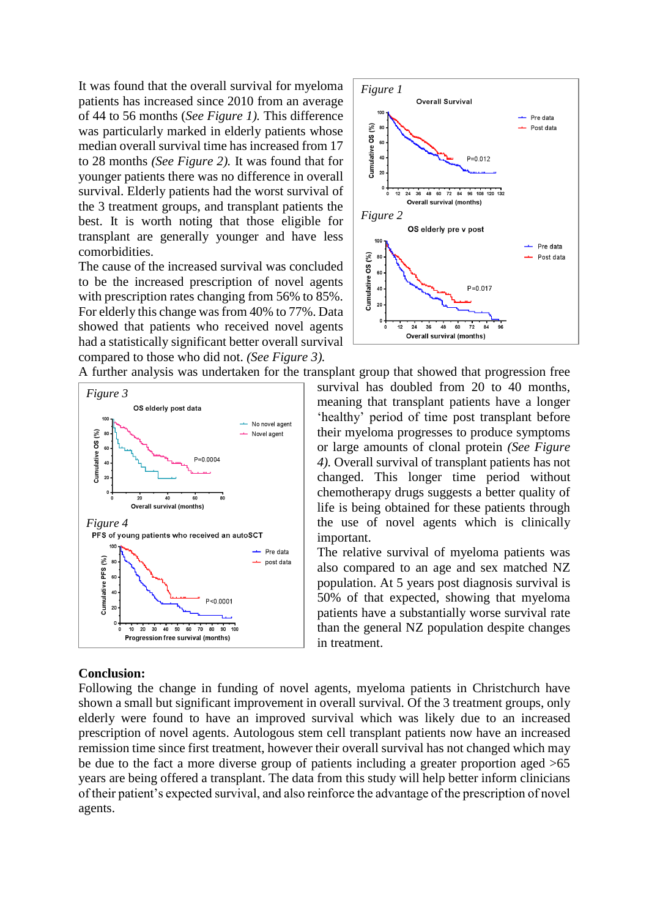It was found that the overall survival for myeloma patients has increased since 2010 from an average of 44 to 56 months (*See Figure 1).* This difference was particularly marked in elderly patients whose median overall survival time has increased from 17 to 28 months *(See Figure 2).* It was found that for younger patients there was no difference in overall survival. Elderly patients had the worst survival of the 3 treatment groups, and transplant patients the best. It is worth noting that those eligible for transplant are generally younger and have less comorbidities.

The cause of the increased survival was concluded to be the increased prescription of novel agents with prescription rates changing from 56% to 85%. For elderly this change was from 40% to 77%. Data showed that patients who received novel agents had a statistically significant better overall survival compared to those who did not. *(See Figure 3).*

*Figure 1*

Overall Survival

Cumulative OS (%)

100
80
60
40
20
0

0 12 24 36 48 60 72 84 96 108 120 132

Overall survival (months)

Pre data
Post data

P=0.012

*Figure 2*

OS elderly pre v post

Cumulative OS (%)

100
80
60
40
20
0

0 12 24 36 48 60 72 84 96

Overall survival (months)

Pre data
Post data

P=0.017

A further analysis was undertaken for the transplant group that showed that progression free survival has doubled from 20 to 40 months, meaning that transplant patients have a longer 'healthy' period of time post transplant before their myeloma progresses to produce symptoms or large amounts of clonal protein *(See Figure 4).* Overall survival of transplant patients has not changed. This longer time period without chemotherapy drugs suggests a better quality of life is being obtained for these patients through the use of novel agents which is clinically important.

The relative survival of myeloma patients was also compared to an age and sex matched NZ population. At 5 years post diagnosis survival is 50% of that expected, showing that myeloma patients have a substantially worse survival rate than the general NZ population despite changes in treatment.

*Figure 3*

OS elderly post data

Cumulative OS (%)

100
80
60
40
20
0

0 20 40 60 80

Overall survival (months)

No novel agent
Novel agent

P=0.0004

*Figure 4*

PFS of young patients who received an autoSCT

Cumulative PFS (%)

100
80
60
40
20
0

0 10 20 30 40 50 60 70 80 90 100

Progression free survival (months)

Pre data
post data

P<0.0001

**Conclusion:**

Following the change in funding of novel agents, myeloma patients in Christchurch have shown a small but significant improvement in overall survival. Of the 3 treatment groups, only elderly were found to have an improved survival which was likely due to an increased prescription of novel agents. Autologous stem cell transplant patients now have an increased remission time since first treatment, however their overall survival has not changed which may be due to the fact a more diverse group of patients including a greater proportion aged >65 years are being offered a transplant. The data from this study will help better inform clinicians of their patient's expected survival, and also reinforce the advantage of the prescription of novel agents.